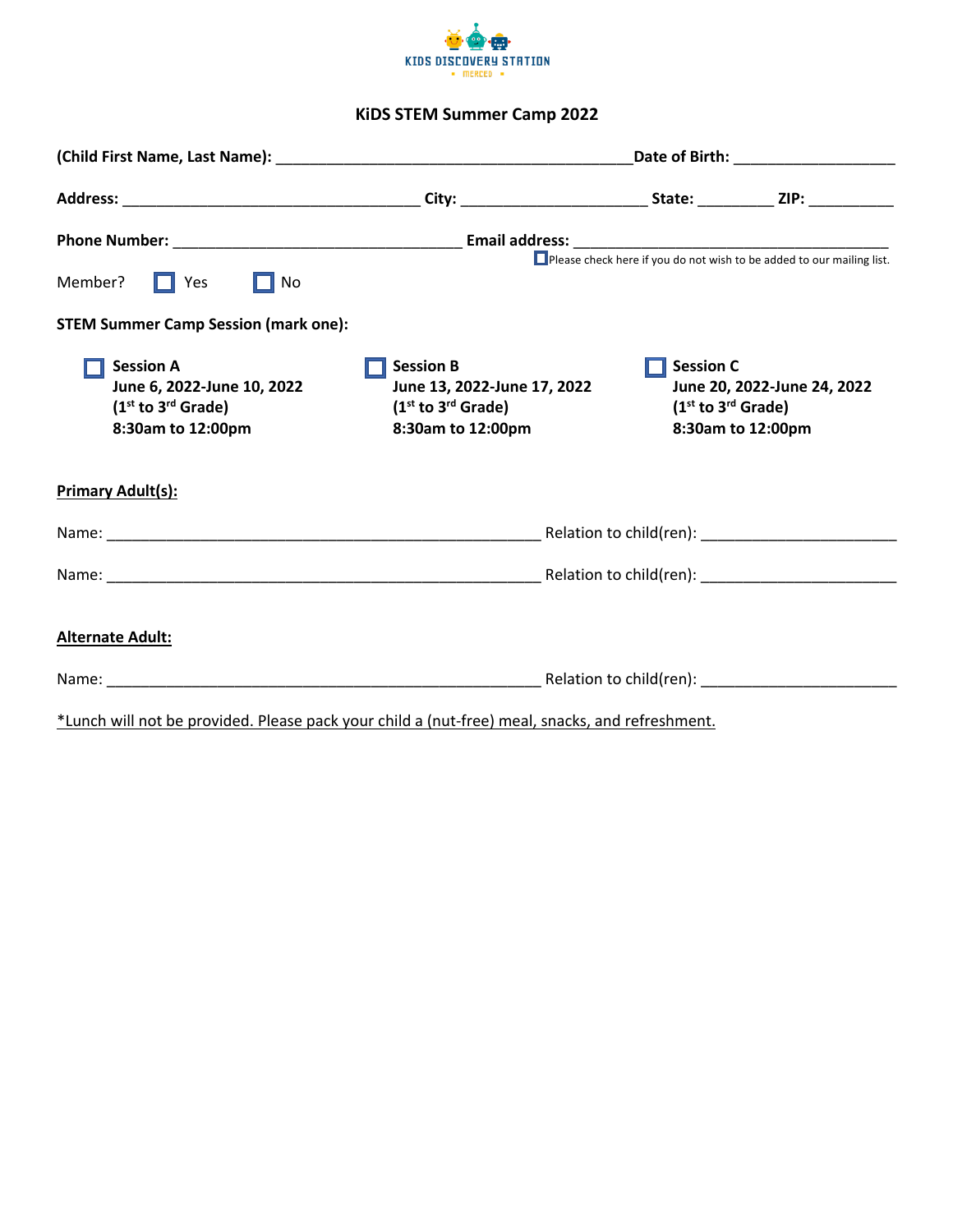KIDS DISCOVERY STATION
MERCED

# KiDS STEM Summer Camp 2022

**(Child First Name, Last Name):** ___________________________________________ **Date of Birth:** ___________________

**Address:** ___________________________________ **City:** ______________________ **State:** _________ **ZIP:** __________

**Phone Number:** __________________________________ **Email address:** _____________________________________

☐ Please check here if you do not wish to be added to our mailing list.

Member? ☐ Yes ☐ No

**STEM Summer Camp Session (mark one):**

☐ **Session A**
**June 6, 2022-June 10, 2022**
**(1st to 3rd Grade)**
**8:30am to 12:00pm**

☐ **Session B**
**June 13, 2022-June 17, 2022**
**(1st to 3rd Grade)**
**8:30am to 12:00pm**

☐ **Session C**
**June 20, 2022-June 24, 2022**
**(1st to 3rd Grade)**
**8:30am to 12:00pm**

**Primary Adult(s):**

Name: ____________________________________________________ Relation to child(ren): _______________________

Name: ____________________________________________________ Relation to child(ren): _______________________

**Alternate Adult:**

Name: ____________________________________________________ Relation to child(ren): _______________________

*Lunch will not be provided. Please pack your child a (nut-free) meal, snacks, and refreshment.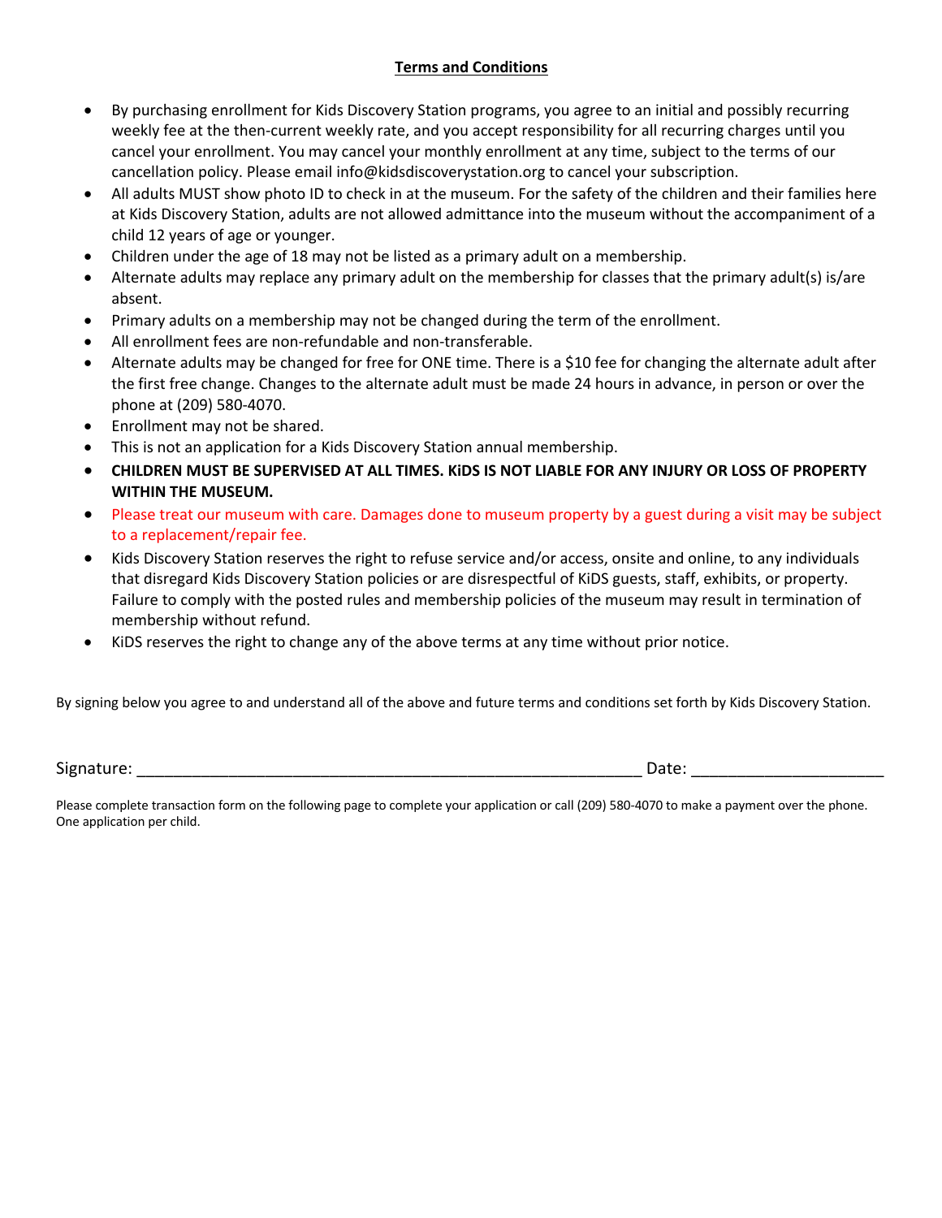## Terms and Conditions

- By purchasing enrollment for Kids Discovery Station programs, you agree to an initial and possibly recurring weekly fee at the then-current weekly rate, and you accept responsibility for all recurring charges until you cancel your enrollment. You may cancel your monthly enrollment at any time, subject to the terms of our cancellation policy. Please email info@kidsdiscoverystation.org to cancel your subscription.
- All adults MUST show photo ID to check in at the museum. For the safety of the children and their families here at Kids Discovery Station, adults are not allowed admittance into the museum without the accompaniment of a child 12 years of age or younger.
- Children under the age of 18 may not be listed as a primary adult on a membership.
- Alternate adults may replace any primary adult on the membership for classes that the primary adult(s) is/are absent.
- Primary adults on a membership may not be changed during the term of the enrollment.
- All enrollment fees are non-refundable and non-transferable.
- Alternate adults may be changed for free for ONE time. There is a $10 fee for changing the alternate adult after the first free change. Changes to the alternate adult must be made 24 hours in advance, in person or over the phone at (209) 580-4070.
- Enrollment may not be shared.
- This is not an application for a Kids Discovery Station annual membership.
- **CHILDREN MUST BE SUPERVISED AT ALL TIMES. KiDS IS NOT LIABLE FOR ANY INJURY OR LOSS OF PROPERTY WITHIN THE MUSEUM.**
- Please treat our museum with care. Damages done to museum property by a guest during a visit may be subject to a replacement/repair fee.
- Kids Discovery Station reserves the right to refuse service and/or access, onsite and online, to any individuals that disregard Kids Discovery Station policies or are disrespectful of KiDS guests, staff, exhibits, or property. Failure to comply with the posted rules and membership policies of the museum may result in termination of membership without refund.
- KiDS reserves the right to change any of the above terms at any time without prior notice.

By signing below you agree to and understand all of the above and future terms and conditions set forth by Kids Discovery Station.

Signature: ___________________________________________________________ Date: _____________________

Please complete transaction form on the following page to complete your application or call (209) 580-4070 to make a payment over the phone. One application per child.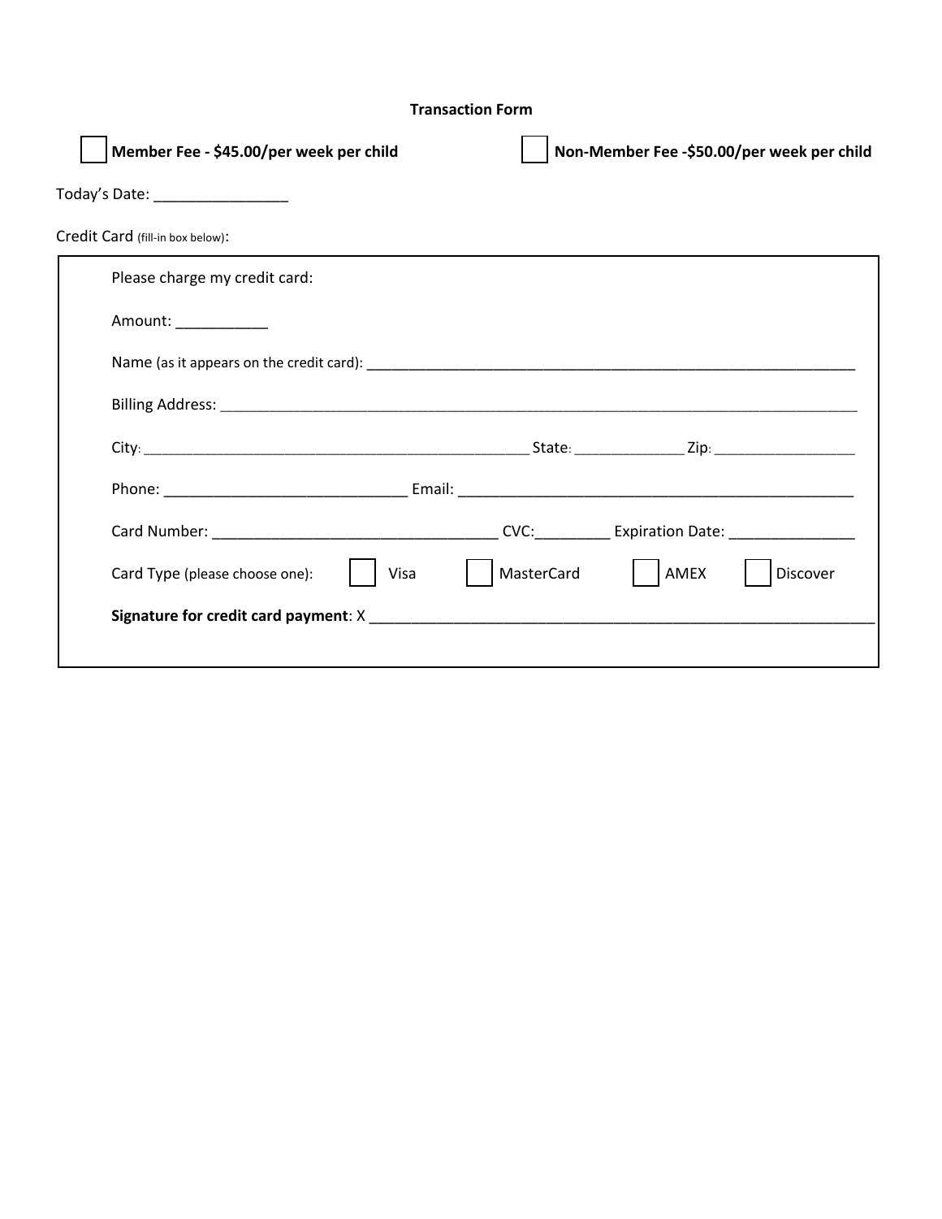**Transaction Form**

☐ **Member Fee - $45.00/per week per child** ☐ **Non-Member Fee -$50.00/per week per child**

Today's Date: ________________

Credit Card (fill-in box below):

Please charge my credit card:

Amount: ___________

Name (as it appears on the credit card): ______________________________________________________________

Billing Address: ______________________________________________________________________________

City: ___________________________________________________ State: ______________ Zip: __________________

Phone: ______________________________ Email: _________________________________________________

Card Number: ___________________________________ CVC:_________ Expiration Date: ________________

Card Type (please choose one): ☐ Visa ☐ MasterCard ☐ AMEX ☐ Discover

**Signature for credit card payment**: X ________________________________________________________________